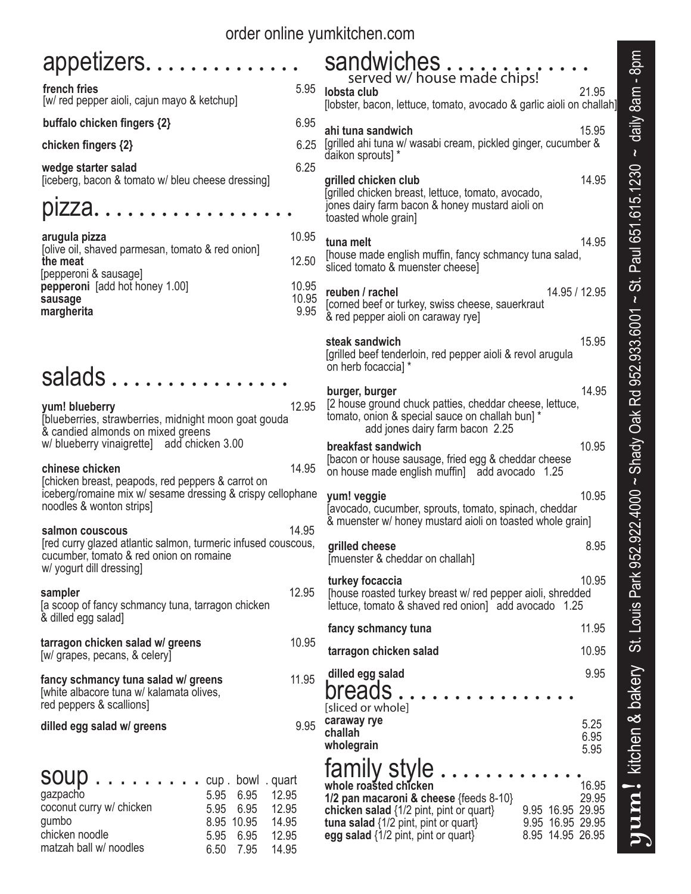order online yumkitchen.com

## appetizers

**french fries** 5.95
[w/ red pepper aioli, cajun mayo & ketchup]

**buffalo chicken fingers {2}** 6.95

**chicken fingers {2}** 6.25

**wedge starter salad** 6.25
[iceberg, bacon & tomato w/ bleu cheese dressing]

## pizza

**arugula pizza** 10.95
[olive oil, shaved parmesan, tomato & red onion]

**the meat** 12.50
[pepperoni & sausage]

**pepperoni** [add hot honey 1.00] 10.95

**sausage** 10.95

**margherita** 9.95

## salads

**yum! blueberry** 12.95
[blueberries, strawberries, midnight moon goat gouda & candied almonds on mixed greens w/ blueberry vinaigrette] add chicken 3.00

**chinese chicken** 14.95
[chicken breast, peapods, red peppers & carrot on iceberg/romaine mix w/ sesame dressing & crispy cellophane noodles & wonton strips]

**salmon couscous** 14.95
[red curry glazed atlantic salmon, turmeric infused couscous, cucumber, tomato & red onion on romaine w/ yogurt dill dressing]

**sampler** 12.95
[a scoop of fancy schmancy tuna, tarragon chicken & dilled egg salad]

**tarragon chicken salad w/ greens** 10.95
[w/ grapes, pecans, & celery]

**fancy schmancy tuna salad w/ greens** 11.95
[white albacore tuna w/ kalamata olives, red peppers & scallions]

**dilled egg salad w/ greens** 9.95

## soup

| | cup | bowl | quart |
|---|---|---|---|
| gazpacho | 5.95 | 6.95 | 12.95 |
| coconut curry w/ chicken | 5.95 | 6.95 | 12.95 |
| gumbo | 8.95 | 10.95 | 14.95 |
| chicken noodle | 5.95 | 6.95 | 12.95 |
| matzah ball w/ noodles | 6.50 | 7.95 | 14.95 |

## sandwiches

served w/ house made chips!

**lobsta club** 21.95
[lobster, bacon, lettuce, tomato, avocado & garlic aioli on challah]

**ahi tuna sandwich** 15.95
[grilled ahi tuna w/ wasabi cream, pickled ginger, cucumber & daikon sprouts] *

**grilled chicken club** 14.95
[grilled chicken breast, lettuce, tomato, avocado, jones dairy farm bacon & honey mustard aioli on toasted whole grain]

**tuna melt** 14.95
[house made english muffin, fancy schmancy tuna salad, sliced tomato & muenster cheese]

**reuben / rachel** 14.95 / 12.95
[corned beef or turkey, swiss cheese, sauerkraut & red pepper aioli on caraway rye]

**steak sandwich** 15.95
[grilled beef tenderloin, red pepper aioli & revol arugula on herb focaccia] *

**burger, burger** 14.95
[2 house ground chuck patties, cheddar cheese, lettuce, tomato, onion & special sauce on challah bun] *
add jones dairy farm bacon 2.25

**breakfast sandwich** 10.95
[bacon or house sausage, fried egg & cheddar cheese on house made english muffin] add avocado 1.25

**yum! veggie** 10.95
[avocado, cucumber, sprouts, tomato, spinach, cheddar & muenster w/ honey mustard aioli on toasted whole grain]

**grilled cheese** 8.95
[muenster & cheddar on challah]

**turkey focaccia** 10.95
[house roasted turkey breast w/ red pepper aioli, shredded lettuce, tomato & shaved red onion] add avocado 1.25

**fancy schmancy tuna** 11.95

**tarragon chicken salad** 10.95

**dilled egg salad** 9.95

## breads

[sliced or whole]

**caraway rye** 5.25

**challah** 6.95

**wholegrain** 5.95

## family style

**whole roasted chicken** 16.95

**1/2 pan macaroni & cheese** {feeds 8-10} 29.95

**chicken salad** {1/2 pint, pint or quart} 9.95 16.95 29.95

**tuna salad** {1/2 pint, pint or quart} 9.95 16.95 29.95

**egg salad** {1/2 pint, pint or quart} 8.95 14.95 26.95

**yum!** kitchen & bakery St. Louis Park 952.922.4000 ~ Shady Oak Rd 952.933.6001 ~ St. Paul 651.615.1230 ~ daily 8am - 8pm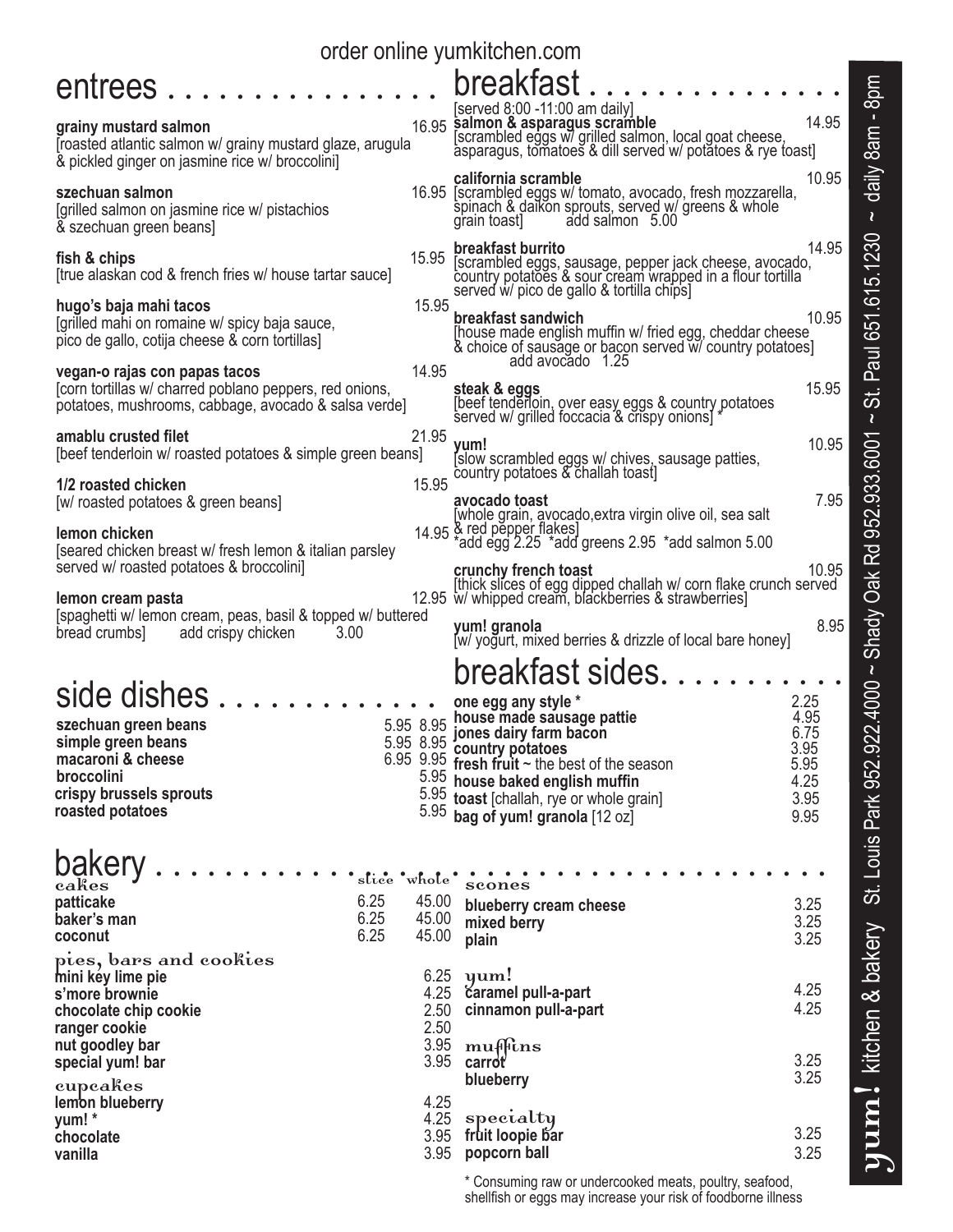order online yumkitchen.com

## entrees

**grainy mustard salmon** 16.95
[roasted atlantic salmon w/ grainy mustard glaze, arugula & pickled ginger on jasmine rice w/ broccolini]

**szechuan salmon** 16.95
[grilled salmon on jasmine rice w/ pistachios & szechuan green beans]

**fish & chips** 15.95
[true alaskan cod & french fries w/ house tartar sauce]

**hugo's baja mahi tacos** 15.95
[grilled mahi on romaine w/ spicy baja sauce, pico de gallo, cotija cheese & corn tortillas]

**vegan-o rajas con papas tacos** 14.95
[corn tortillas w/ charred poblano peppers, red onions, potatoes, mushrooms, cabbage, avocado & salsa verde]

**amablu crusted filet** 21.95
[beef tenderloin w/ roasted potatoes & simple green beans]

**1/2 roasted chicken** 15.95
[w/ roasted potatoes & green beans]

**lemon chicken** 14.95
[seared chicken breast w/ fresh lemon & italian parsley served w/ roasted potatoes & broccolini]

**lemon cream pasta** 12.95
[spaghetti w/ lemon cream, peas, basil & topped w/ buttered bread crumbs] add crispy chicken 3.00

## breakfast

[served 8:00 -11:00 am daily]

**salmon & asparagus scramble** 14.95
[scrambled eggs w/ grilled salmon, local goat cheese, asparagus, tomatoes & dill served w/ potatoes & rye toast]

**california scramble** 10.95
[scrambled eggs w/ tomato, avocado, fresh mozzarella, spinach & daikon sprouts, served w/ greens & whole grain toast] add salmon 5.00

**breakfast burrito** 14.95
[scrambled eggs, sausage, pepper jack cheese, avocado, country potatoes & sour cream wrapped in a flour tortilla served w/ pico de gallo & tortilla chips]

**breakfast sandwich** 10.95
[house made english muffin w/ fried egg, cheddar cheese & choice of sausage or bacon served w/ country potatoes] add avocado 1.25

**steak & eggs** 15.95
[beef tenderloin, over easy eggs & country potatoes served w/ grilled foccacia & crispy onions] *

**yum!** 10.95
[slow scrambled eggs w/ chives, sausage patties, country potatoes & challah toast]

**avocado toast** 7.95
[whole grain, avocado,extra virgin olive oil, sea salt & red pepper flakes]
*add egg 2.25 *add greens 2.95 *add salmon 5.00

**crunchy french toast** 10.95
[thick slices of egg dipped challah w/ corn flake crunch served w/ whipped cream, blackberries & strawberries]

**yum! granola** 8.95
[w/ yogurt, mixed berries & drizzle of local bare honey]

## side dishes

| | | |
|---|---|---|
| **szechuan green beans** | 5.95 | 8.95 |
| **simple green beans** | 5.95 | 8.95 |
| **macaroni & cheese** | 6.95 | 9.95 |
| **broccolini** | | 5.95 |
| **crispy brussels sprouts** | | 5.95 |
| **roasted potatoes** | | 5.95 |

## breakfast sides

| | |
|---|---|
| **one egg any style** * | 2.25 |
| **house made sausage pattie** | 4.95 |
| **jones dairy farm bacon** | 6.75 |
| **country potatoes** | 3.95 |
| **fresh fruit** ~ the best of the season | 5.95 |
| **house baked english muffin** | 4.25 |
| **toast** [challah, rye or whole grain] | 3.95 |
| **bag of yum! granola** [12 oz] | 9.95 |

## bakery

### cakes

| cakes | slice | whole |
|---|---|---|
| **patticake** | 6.25 | 45.00 |
| **baker's man** | 6.25 | 45.00 |
| **coconut** | 6.25 | 45.00 |

### pies, bars and cookies

| | |
|---|---|
| **mini key lime pie** | 6.25 |
| **s'more brownie** | 4.25 |
| **chocolate chip cookie** | 2.50 |
| **ranger cookie** | 2.50 |
| **nut goodley bar** | 3.95 |
| **special yum! bar** | 3.95 |

### cupcakes

| | |
|---|---|
| **lemon blueberry** | 4.25 |
| **yum!** * | 4.25 |
| **chocolate** | 3.95 |
| **vanilla** | 3.95 |

### scones

| | |
|---|---|
| **blueberry cream cheese** | 3.25 |
| **mixed berry** | 3.25 |
| **plain** | 3.25 |

### yum!

| | |
|---|---|
| **caramel pull-a-part** | 4.25 |
| **cinnamon pull-a-part** | 4.25 |

### muffins

| | |
|---|---|
| **carrot** | 3.25 |
| **blueberry** | 3.25 |

### specialty

| | |
|---|---|
| **fruit loopie bar** | 3.25 |
| **popcorn ball** | 3.25 |

* Consuming raw or undercooked meats, poultry, seafood, shellfish or eggs may increase your risk of foodborne illness

**yum!** kitchen & bakery St. Louis Park 952.922.4000 ~ Shady Oak Rd 952.933.6001 ~ St. Paul 651.615.1230 ~ daily 8am - 8pm